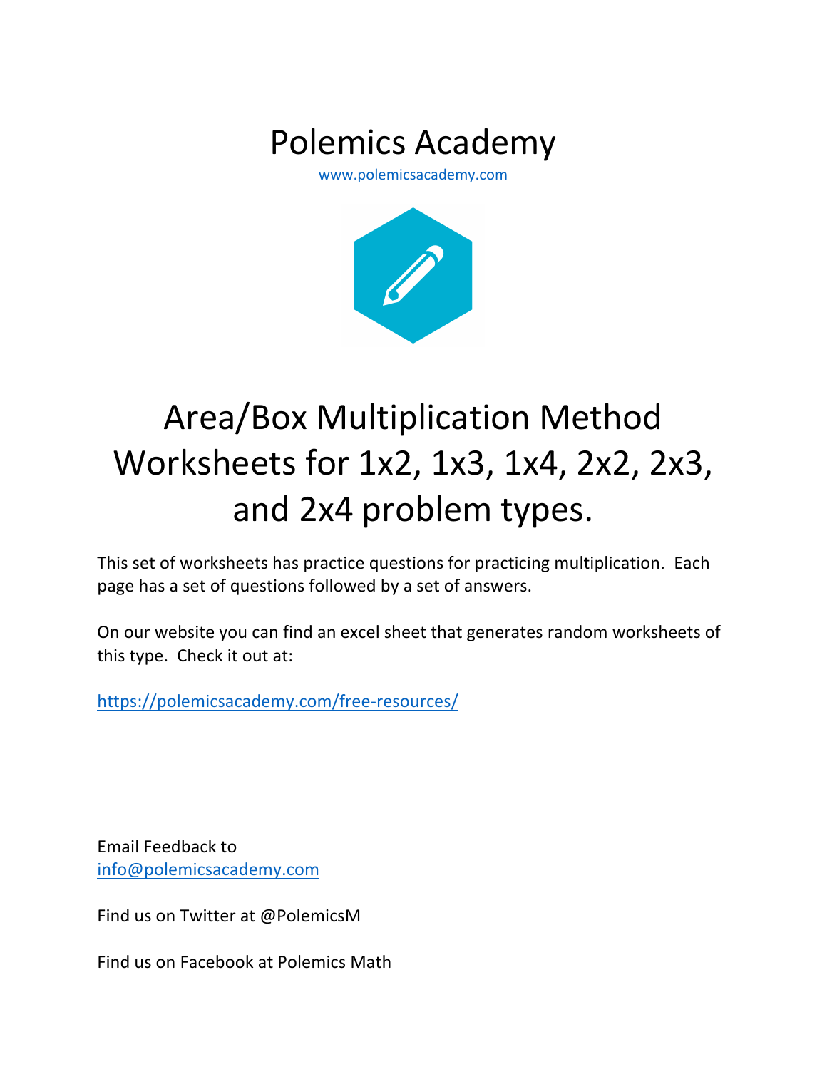# Polemics Academy

www.polemicsacademy.com

# Area/Box Multiplication Method Worksheets for 1x2, 1x3, 1x4, 2x2, 2x3, and 2x4 problem types.

This set of worksheets has practice questions for practicing multiplication. Each page has a set of questions followed by a set of answers.

On our website you can find an excel sheet that generates random worksheets of this type. Check it out at:

https://polemicsacademy.com/free-resources/

Email Feedback to
info@polemicsacademy.com

Find us on Twitter at @PolemicsM

Find us on Facebook at Polemics Math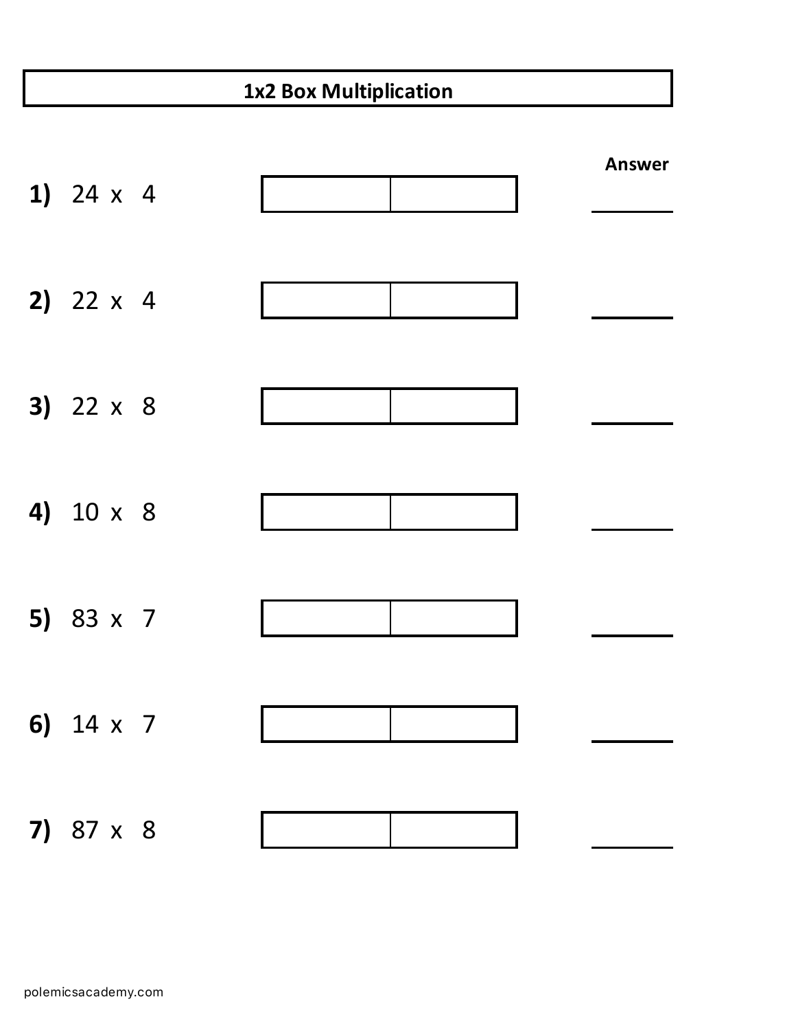# 1x2 Box Multiplication

| Problem | Box | | Answer |
|---|---|---|---|
| **1)** 24 x 4 | | | ______ |
| **2)** 22 x 4 | | | ______ |
| **3)** 22 x 8 | | | ______ |
| **4)** 10 x 8 | | | ______ |
| **5)** 83 x 7 | | | ______ |
| **6)** 14 x 7 | | | ______ |
| **7)** 87 x 8 | | | ______ |

polemicsacademy.com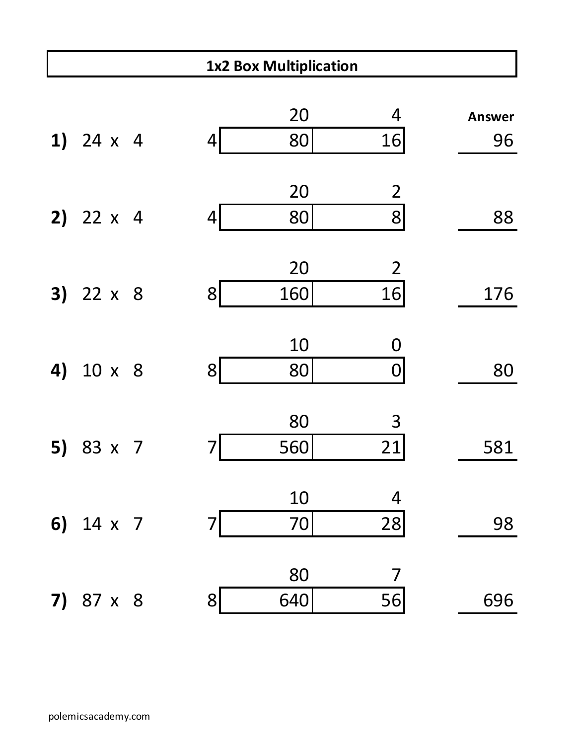# 1x2 Box Multiplication

**1)** 24 x 4

| | 20 | 4 |
|---|---|---|
| 4 | 80 | 16 |

**Answer:** 96

**2)** 22 x 4

| | 20 | 2 |
|---|---|---|
| 4 | 80 | 8 |

**Answer:** 88

**3)** 22 x 8

| | 20 | 2 |
|---|---|---|
| 8 | 160 | 16 |

**Answer:** 176

**4)** 10 x 8

| | 10 | 0 |
|---|---|---|
| 8 | 80 | 0 |

**Answer:** 80

**5)** 83 x 7

| | 80 | 3 |
|---|---|---|
| 7 | 560 | 21 |

**Answer:** 581

**6)** 14 x 7

| | 10 | 4 |
|---|---|---|
| 7 | 70 | 28 |

**Answer:** 98

**7)** 87 x 8

| | 80 | 7 |
|---|---|---|
| 8 | 640 | 56 |

**Answer:** 696

polemicsacademy.com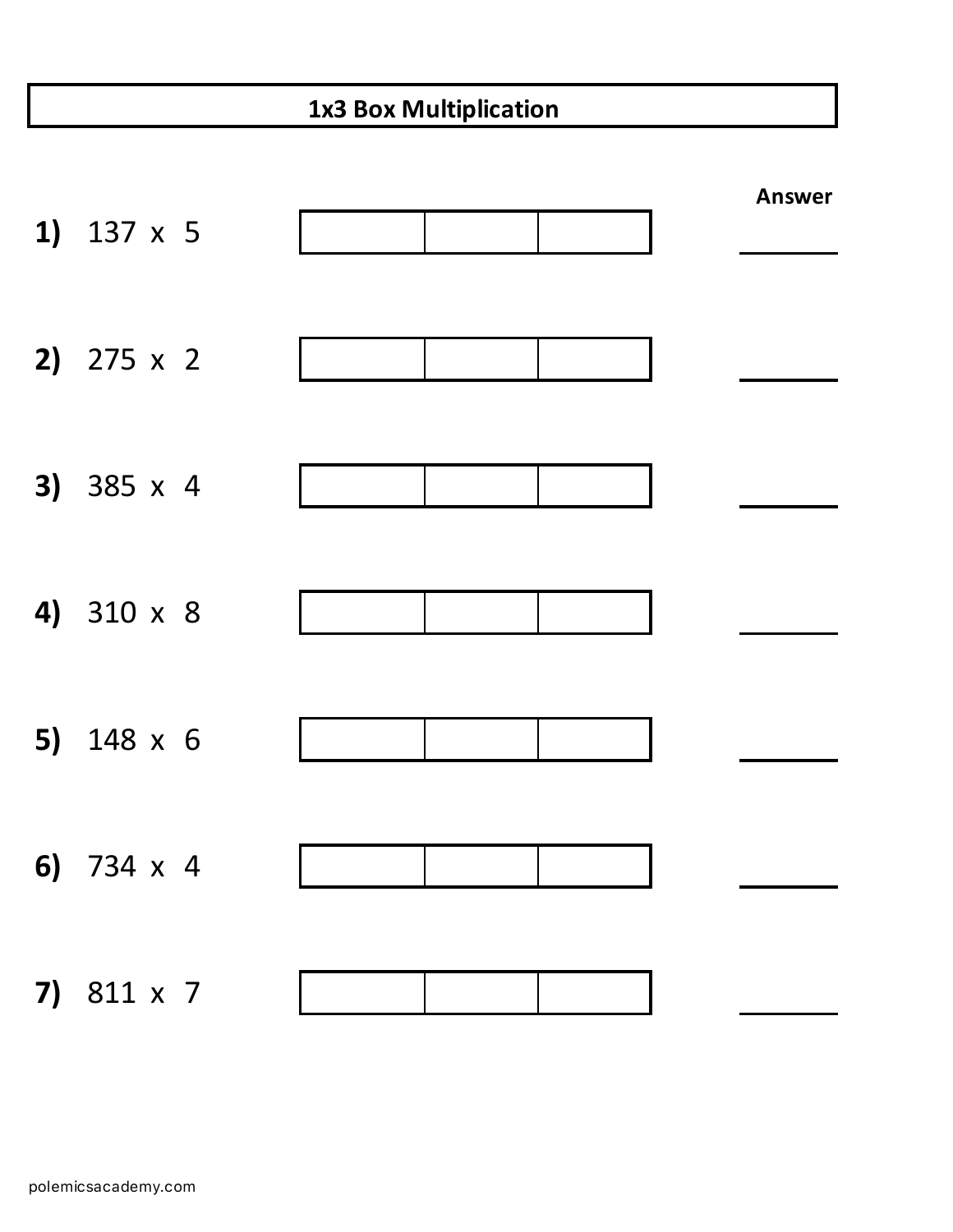# 1x3 Box Multiplication

| | | | | | Answer |
|---|---|---|---|---|---|
| **1)** | 137 x 5 | | | | ______ |
| **2)** | 275 x 2 | | | | ______ |
| **3)** | 385 x 4 | | | | ______ |
| **4)** | 310 x 8 | | | | ______ |
| **5)** | 148 x 6 | | | | ______ |
| **6)** | 734 x 4 | | | | ______ |
| **7)** | 811 x 7 | | | | ______ |

polemicsacademy.com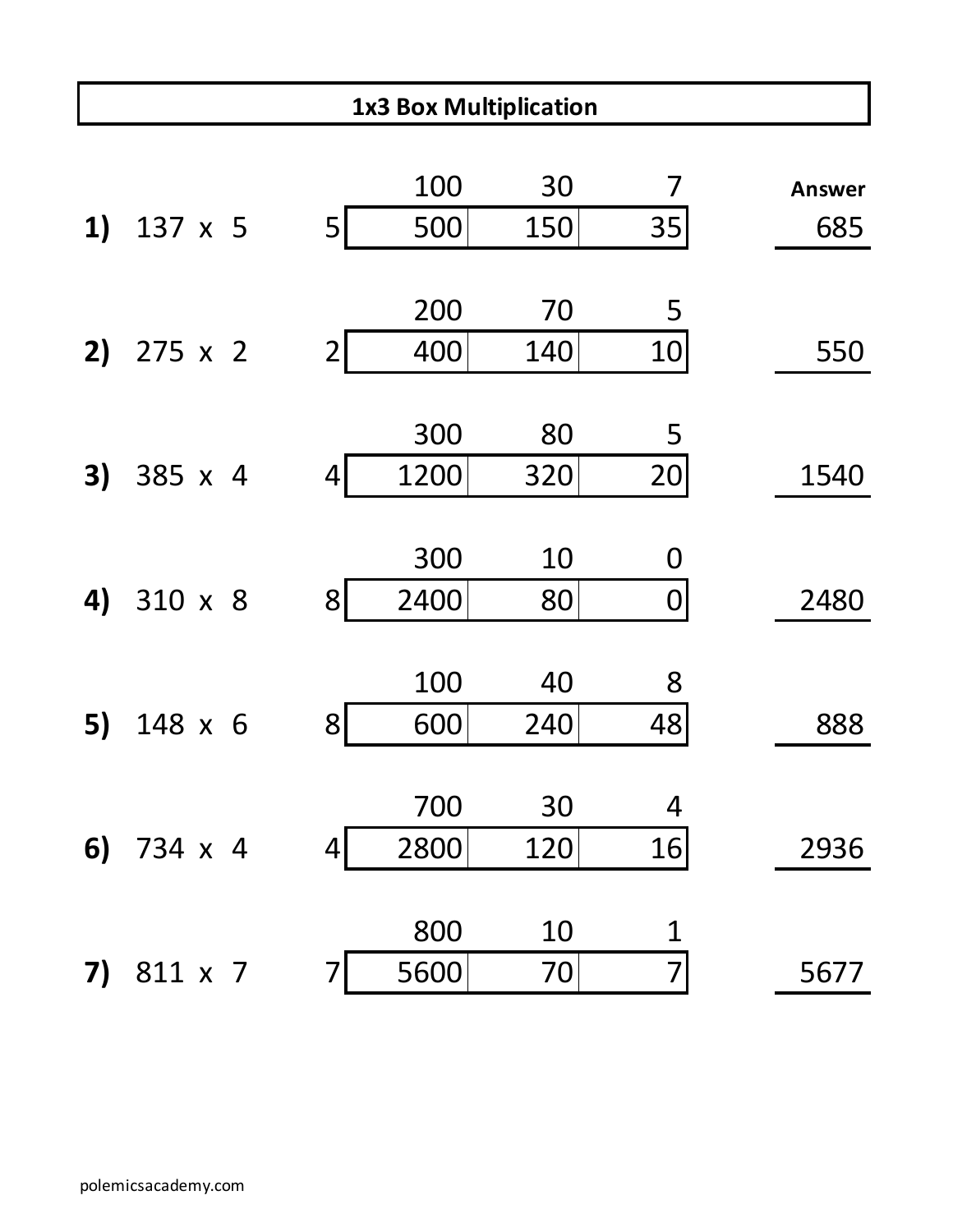## 1x3 Box Multiplication

**1)** 137 x 5

| | 100 | 30 | 7 |
|---|---|---|---|
| 5 | 500 | 150 | 35 |

**Answer:** 685

**2)** 275 x 2

| | 200 | 70 | 5 |
|---|---|---|---|
| 2 | 400 | 140 | 10 |

550

**3)** 385 x 4

| | 300 | 80 | 5 |
|---|---|---|---|
| 4 | 1200 | 320 | 20 |

1540

**4)** 310 x 8

| | 300 | 10 | 0 |
|---|---|---|---|
| 8 | 2400 | 80 | 0 |

2480

**5)** 148 x 6

| | 100 | 40 | 8 |
|---|---|---|---|
| 8 | 600 | 240 | 48 |

888

**6)** 734 x 4

| | 700 | 30 | 4 |
|---|---|---|---|
| 4 | 2800 | 120 | 16 |

2936

**7)** 811 x 7

| | 800 | 10 | 1 |
|---|---|---|---|
| 7 | 5600 | 70 | 7 |

5677

polemicsacademy.com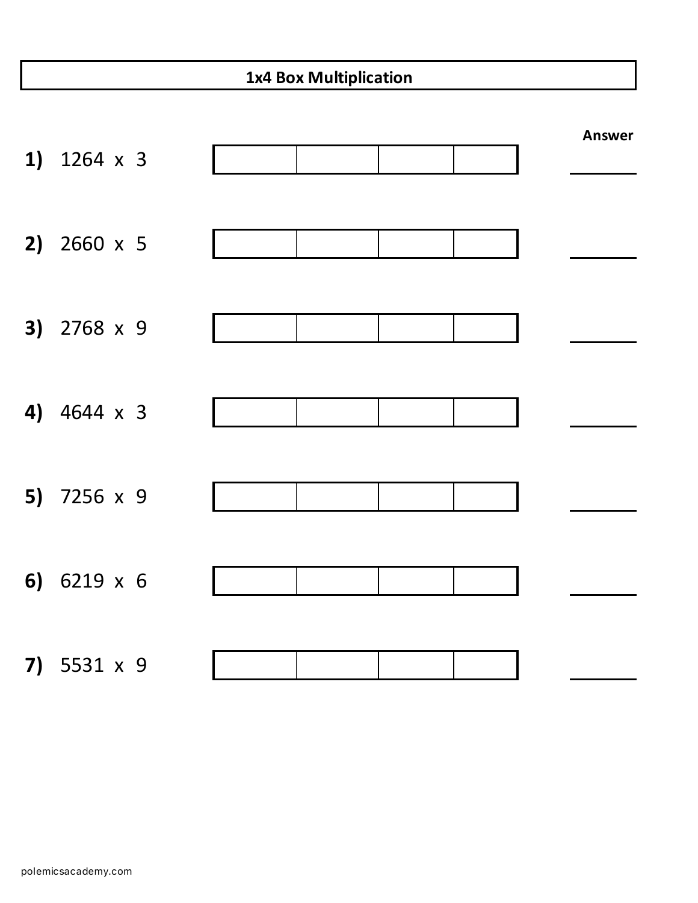# 1x4 Box Multiplication

| | | | | | | Answer |
|---|---|---|---|---|---|---|
| **1)** | 1264 x 3 | | | | | ______ |
| **2)** | 2660 x 5 | | | | | ______ |
| **3)** | 2768 x 9 | | | | | ______ |
| **4)** | 4644 x 3 | | | | | ______ |
| **5)** | 7256 x 9 | | | | | ______ |
| **6)** | 6219 x 6 | | | | | ______ |
| **7)** | 5531 x 9 | | | | | ______ |

polemicsacademy.com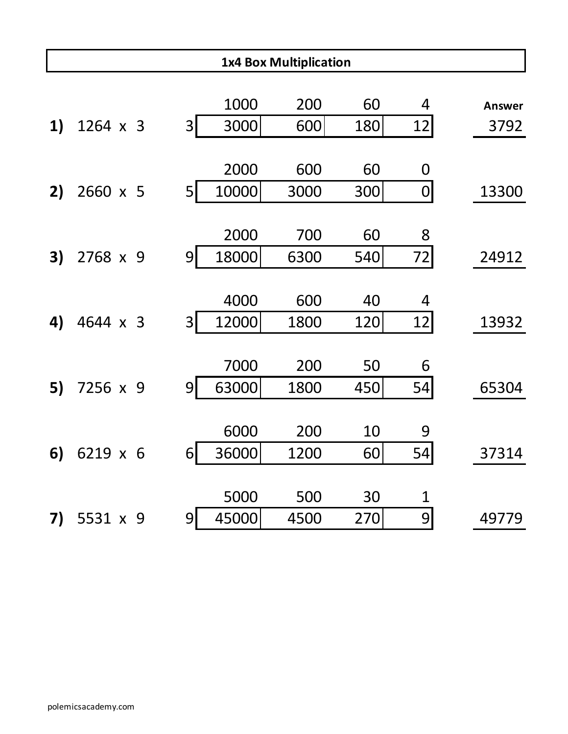# 1x4 Box Multiplication

| Problem | | Multiplier | | | | | Answer |
|---|---|---|---|---|---|---|---|
| | | | 1000 | 200 | 60 | 4 | |
| **1)** | 1264 x 3 | 3 | 3000 | 600 | 180 | 12 | 3792 |
| | | | 2000 | 600 | 60 | 0 | |
| **2)** | 2660 x 5 | 5 | 10000 | 3000 | 300 | 0 | 13300 |
| | | | 2000 | 700 | 60 | 8 | |
| **3)** | 2768 x 9 | 9 | 18000 | 6300 | 540 | 72 | 24912 |
| | | | 4000 | 600 | 40 | 4 | |
| **4)** | 4644 x 3 | 3 | 12000 | 1800 | 120 | 12 | 13932 |
| | | | 7000 | 200 | 50 | 6 | |
| **5)** | 7256 x 9 | 9 | 63000 | 1800 | 450 | 54 | 65304 |
| | | | 6000 | 200 | 10 | 9 | |
| **6)** | 6219 x 6 | 6 | 36000 | 1200 | 60 | 54 | 37314 |
| | | | 5000 | 500 | 30 | 1 | |
| **7)** | 5531 x 9 | 9 | 45000 | 4500 | 270 | 9 | 49779 |

polemicsacademy.com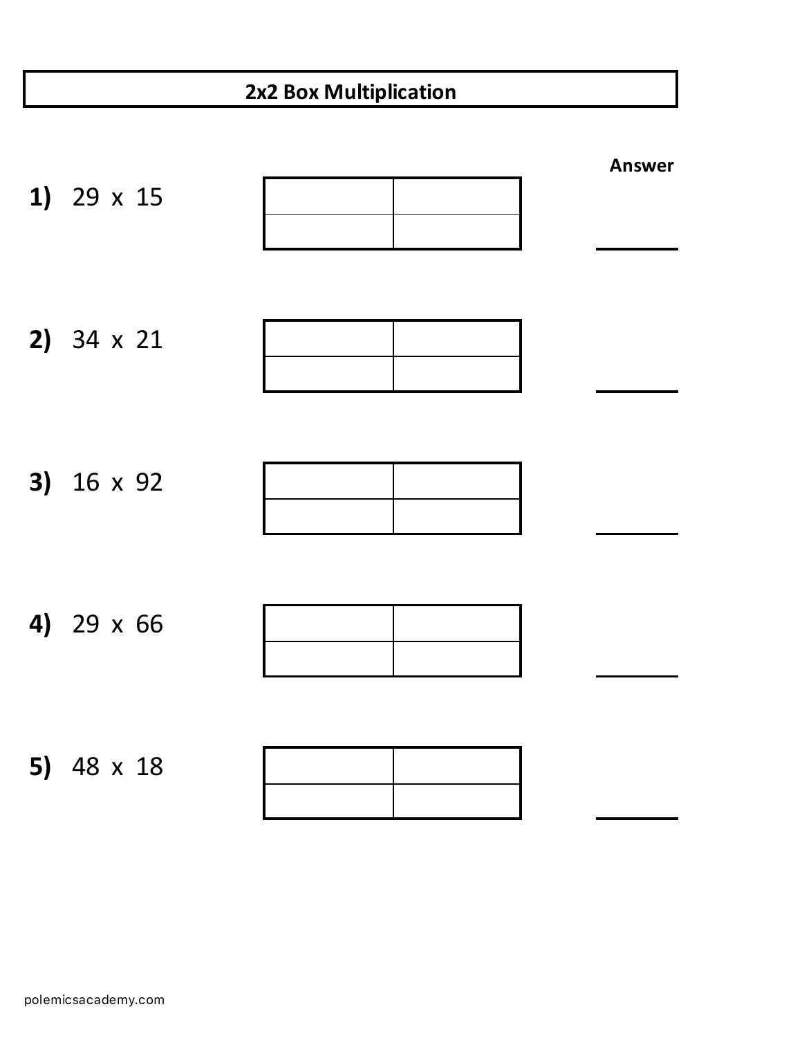# 2x2 Box Multiplication

**Answer**

**1)** 29 x 15

| | |
|---|---|
| | |

_______

**2)** 34 x 21

| | |
|---|---|
| | |

_______

**3)** 16 x 92

| | |
|---|---|
| | |

_______

**4)** 29 x 66

| | |
|---|---|
| | |

_______

**5)** 48 x 18

| | |
|---|---|
| | |

_______

polemicsacademy.com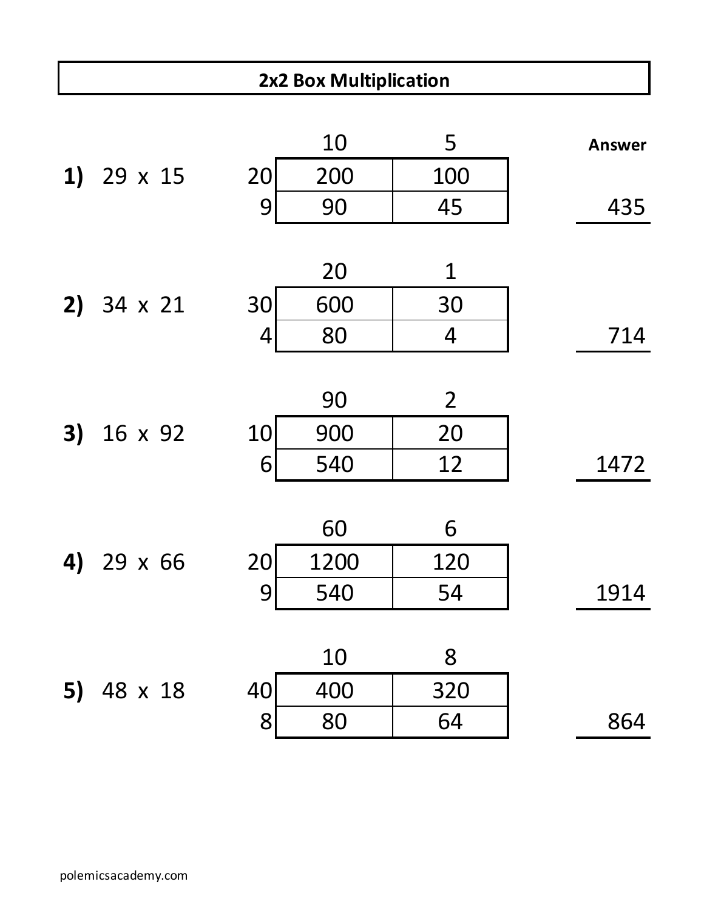# 2x2 Box Multiplication

**1)** 29 x 15

| | 10 | 5 |
|---|---|---|
| 20 | 200 | 100 |
| 9 | 90 | 45 |

**Answer:** 435

**2)** 34 x 21

| | 20 | 1 |
|---|---|---|
| 30 | 600 | 30 |
| 4 | 80 | 4 |

**Answer:** 714

**3)** 16 x 92

| | 90 | 2 |
|---|---|---|
| 10 | 900 | 20 |
| 6 | 540 | 12 |

**Answer:** 1472

**4)** 29 x 66

| | 60 | 6 |
|---|---|---|
| 20 | 1200 | 120 |
| 9 | 540 | 54 |

**Answer:** 1914

**5)** 48 x 18

| | 10 | 8 |
|---|---|---|
| 40 | 400 | 320 |
| 8 | 80 | 64 |

**Answer:** 864

polemicsacademy.com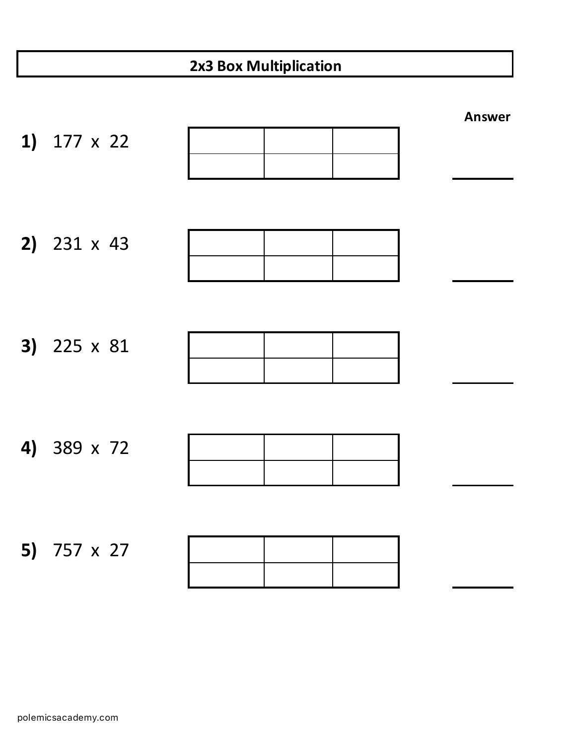# 2x3 Box Multiplication

**Answer**

**1)** 177 x 22

| | | |
|---|---|---|
| | | |

_______

**2)** 231 x 43

| | | |
|---|---|---|
| | | |

_______

**3)** 225 x 81

| | | |
|---|---|---|
| | | |

_______

**4)** 389 x 72

| | | |
|---|---|---|
| | | |

_______

**5)** 757 x 27

| | | |
|---|---|---|
| | | |

_______

polemicsacademy.com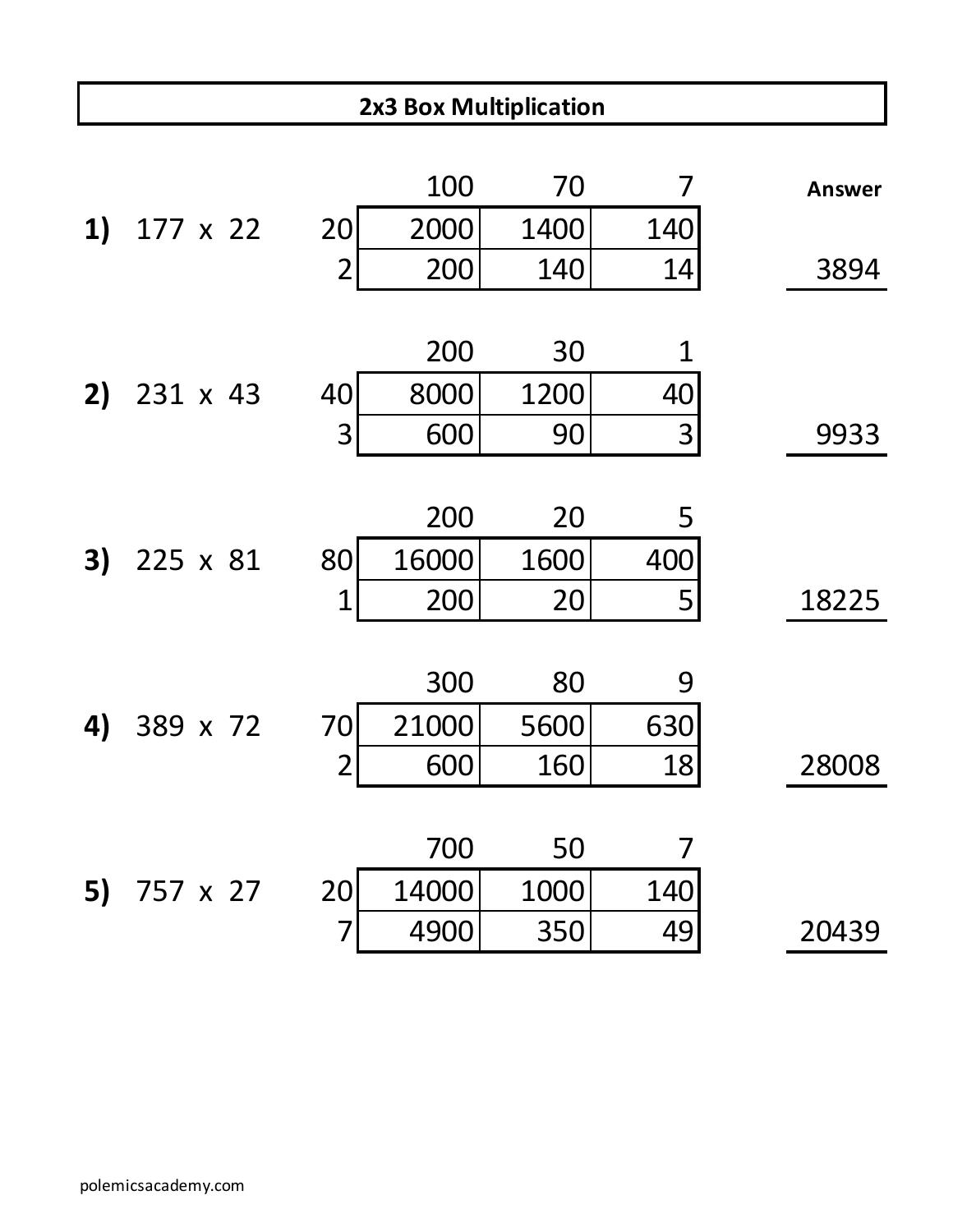## 2x3 Box Multiplication

**1)** 177 x 22

|  | 100 | 70 | 7 |
|---|---|---|---|
| 20 | 2000 | 1400 | 140 |
| 2 | 200 | 140 | 14 |

**Answer:** 3894

**2)** 231 x 43

|  | 200 | 30 | 1 |
|---|---|---|---|
| 40 | 8000 | 1200 | 40 |
| 3 | 600 | 90 | 3 |

**Answer:** 9933

**3)** 225 x 81

|  | 200 | 20 | 5 |
|---|---|---|---|
| 80 | 16000 | 1600 | 400 |
| 1 | 200 | 20 | 5 |

**Answer:** 18225

**4)** 389 x 72

|  | 300 | 80 | 9 |
|---|---|---|---|
| 70 | 21000 | 5600 | 630 |
| 2 | 600 | 160 | 18 |

**Answer:** 28008

**5)** 757 x 27

|  | 700 | 50 | 7 |
|---|---|---|---|
| 20 | 14000 | 1000 | 140 |
| 7 | 4900 | 350 | 49 |

**Answer:** 20439

polemicsacademy.com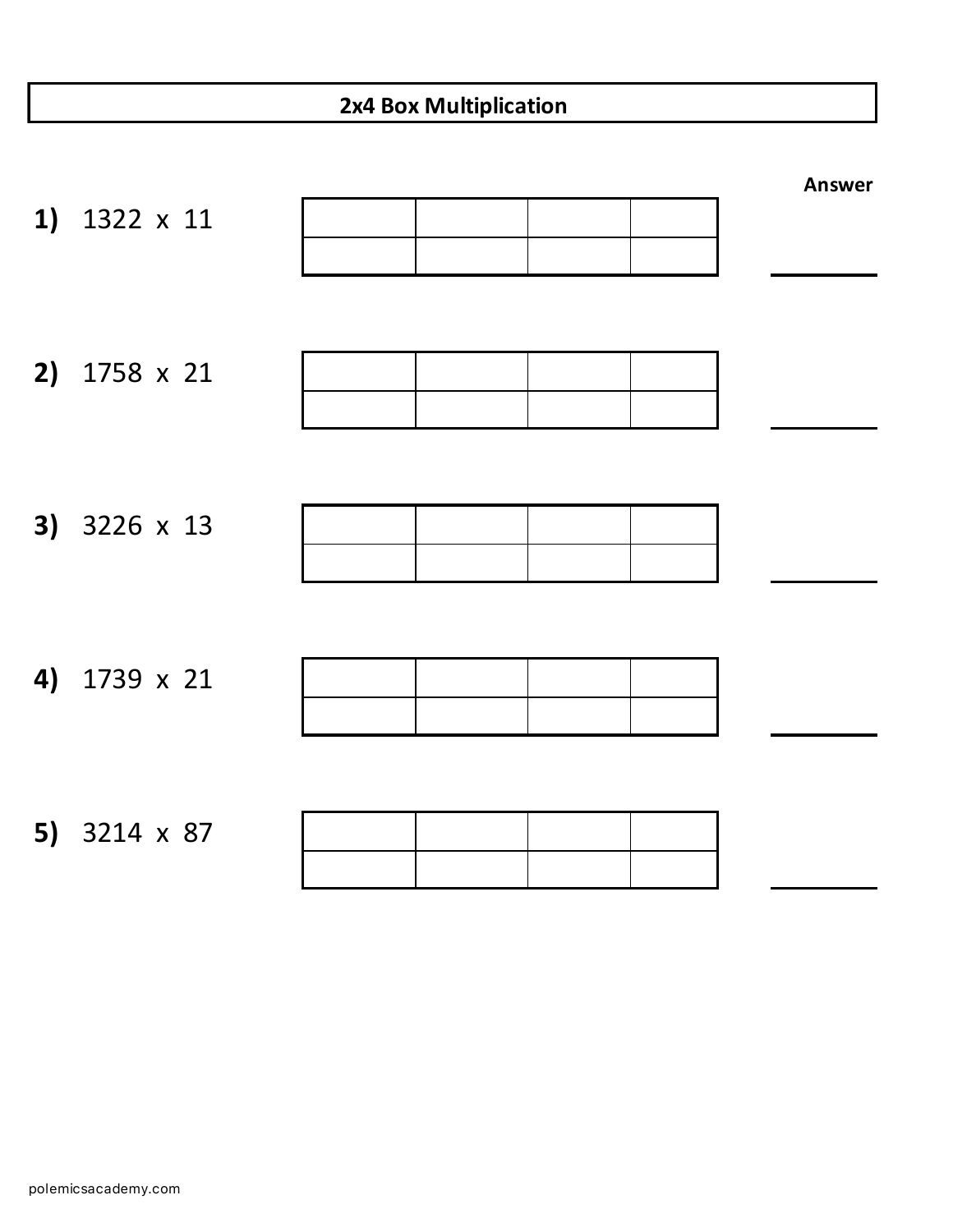# 2x4 Box Multiplication

**Answer**

**1)** 1322 x 11

| | | | |
|---|---|---|---|
| | | | |
| | | | |

\_\_\_\_\_\_\_\_

**2)** 1758 x 21

| | | | |
|---|---|---|---|
| | | | |
| | | | |

\_\_\_\_\_\_\_\_

**3)** 3226 x 13

| | | | |
|---|---|---|---|
| | | | |
| | | | |

\_\_\_\_\_\_\_\_

**4)** 1739 x 21

| | | | |
|---|---|---|---|
| | | | |
| | | | |

\_\_\_\_\_\_\_\_

**5)** 3214 x 87

| | | | |
|---|---|---|---|
| | | | |
| | | | |

\_\_\_\_\_\_\_\_

polemicsacademy.com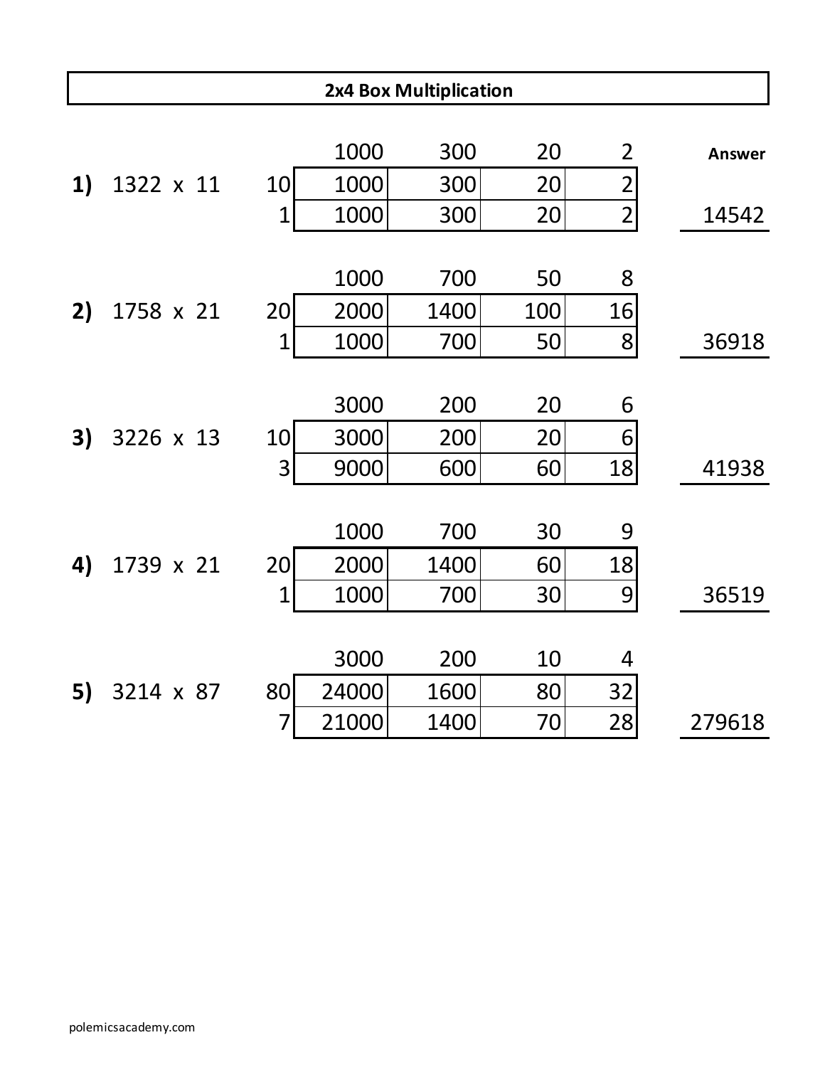# 2x4 Box Multiplication

**1)** 1322 x 11

| | 1000 | 300 | 20 | 2 |
|---|---|---|---|---|
| 10 | 1000 | 300 | 20 | 2 |
| 1 | 1000 | 300 | 20 | 2 |

Answer: 14542

**2)** 1758 x 21

| | 1000 | 700 | 50 | 8 |
|---|---|---|---|---|
| 20 | 2000 | 1400 | 100 | 16 |
| 1 | 1000 | 700 | 50 | 8 |

Answer: 36918

**3)** 3226 x 13

| | 3000 | 200 | 20 | 6 |
|---|---|---|---|---|
| 10 | 3000 | 200 | 20 | 6 |
| 3 | 9000 | 600 | 60 | 18 |

Answer: 41938

**4)** 1739 x 21

| | 1000 | 700 | 30 | 9 |
|---|---|---|---|---|
| 20 | 2000 | 1400 | 60 | 18 |
| 1 | 1000 | 700 | 30 | 9 |

Answer: 36519

**5)** 3214 x 87

| | 3000 | 200 | 10 | 4 |
|---|---|---|---|---|
| 80 | 24000 | 1600 | 80 | 32 |
| 7 | 21000 | 1400 | 70 | 28 |

Answer: 279618

polemicsacademy.com